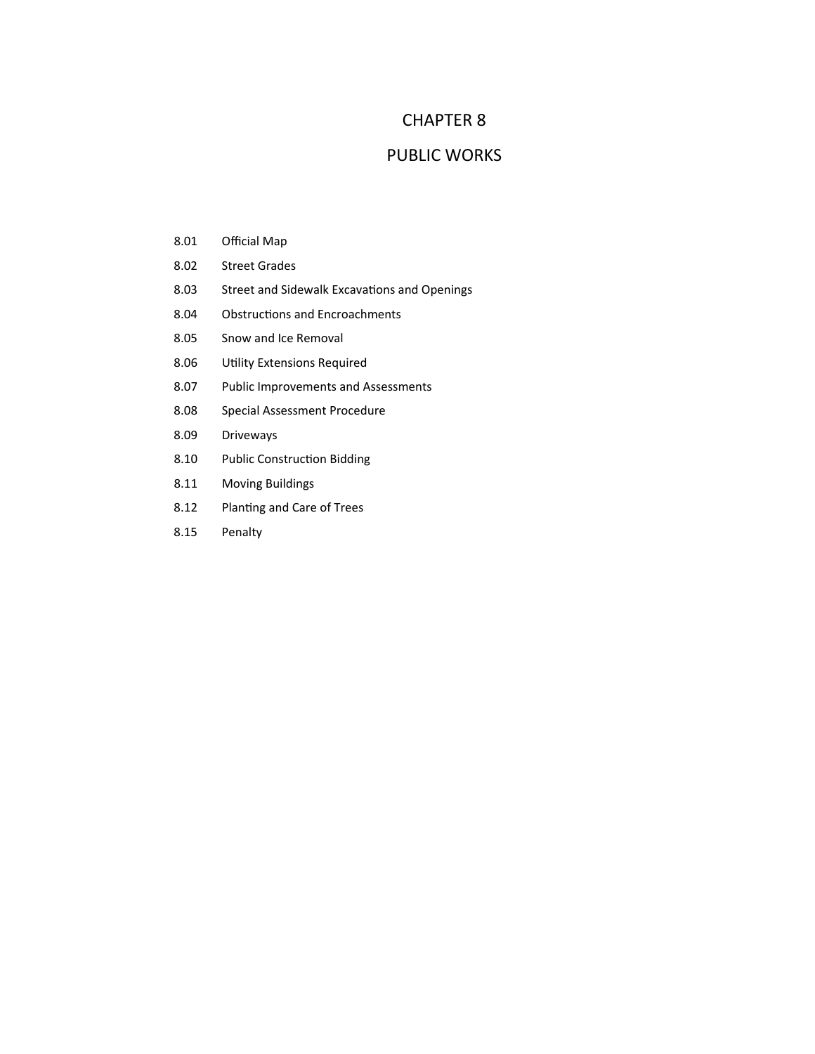# CHAPTER 8

# PUBLIC WORKS

8.01 Official Map

8.02 Street Grades

8.03 Street and Sidewalk Excavations and Openings

8.04 Obstructions and Encroachments

8.05 Snow and Ice Removal

8.06 Utility Extensions Required

8.07 Public Improvements and Assessments

8.08 Special Assessment Procedure

8.09 Driveways

8.10 Public Construction Bidding

8.11 Moving Buildings

8.12 Planting and Care of Trees

8.15 Penalty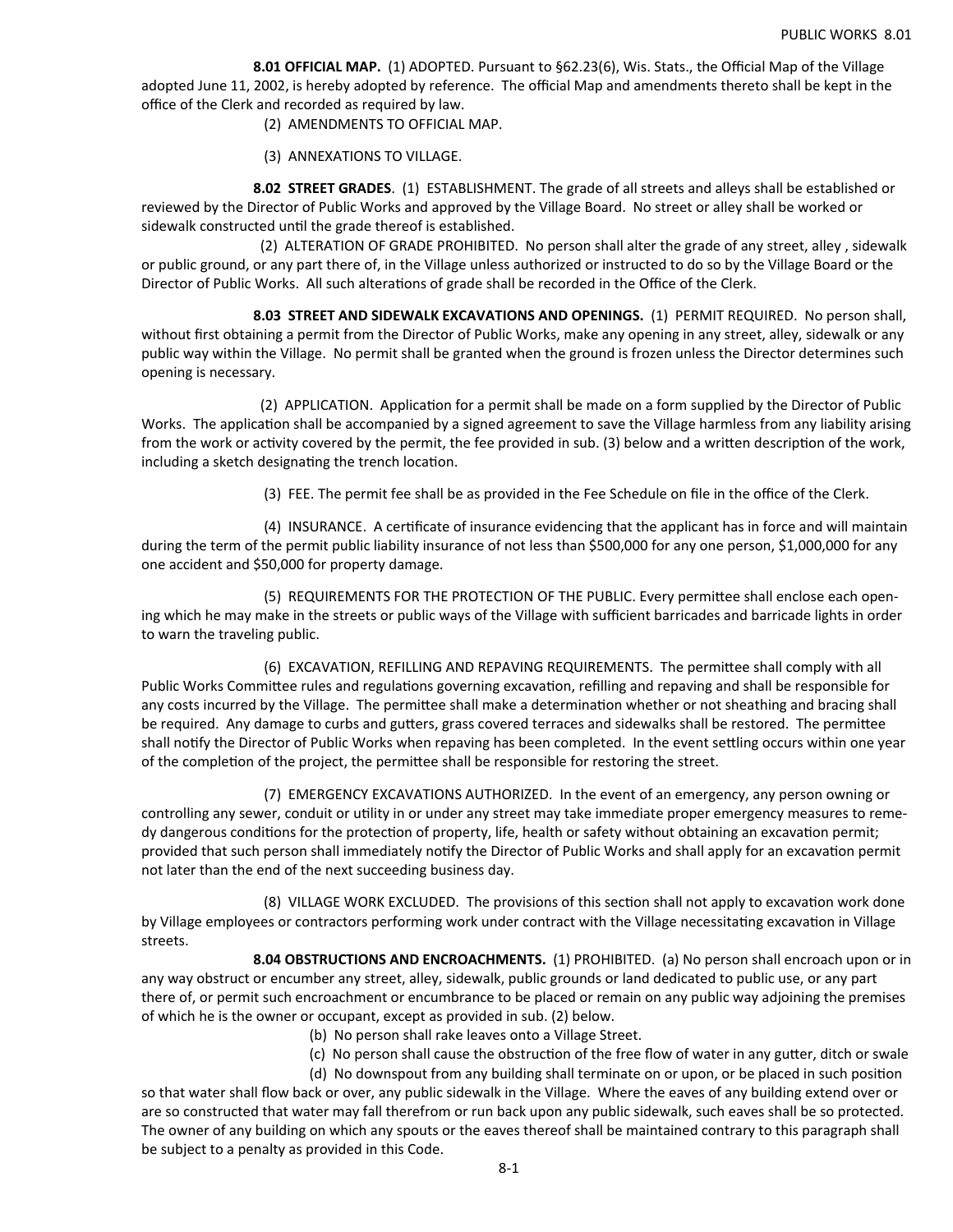**8.01 OFFICIAL MAP.** (1) ADOPTED. Pursuant to §62.23(6), Wis. Stats., the Official Map of the Village adopted June 11, 2002, is hereby adopted by reference. The official Map and amendments thereto shall be kept in the office of the Clerk and recorded as required by law.

(2) AMENDMENTS TO OFFICIAL MAP.

(3) ANNEXATIONS TO VILLAGE.

**8.02 STREET GRADES**. (1) ESTABLISHMENT. The grade of all streets and alleys shall be established or reviewed by the Director of Public Works and approved by the Village Board. No street or alley shall be worked or sidewalk constructed until the grade thereof is established.

(2) ALTERATION OF GRADE PROHIBITED. No person shall alter the grade of any street, alley , sidewalk or public ground, or any part there of, in the Village unless authorized or instructed to do so by the Village Board or the Director of Public Works. All such alterations of grade shall be recorded in the Office of the Clerk.

**8.03 STREET AND SIDEWALK EXCAVATIONS AND OPENINGS.** (1) PERMIT REQUIRED. No person shall, without first obtaining a permit from the Director of Public Works, make any opening in any street, alley, sidewalk or any public way within the Village. No permit shall be granted when the ground is frozen unless the Director determines such opening is necessary.

(2) APPLICATION. Application for a permit shall be made on a form supplied by the Director of Public Works. The application shall be accompanied by a signed agreement to save the Village harmless from any liability arising from the work or activity covered by the permit, the fee provided in sub. (3) below and a written description of the work, including a sketch designating the trench location.

(3) FEE. The permit fee shall be as provided in the Fee Schedule on file in the office of the Clerk.

(4) INSURANCE. A certificate of insurance evidencing that the applicant has in force and will maintain during the term of the permit public liability insurance of not less than $500,000 for any one person, $1,000,000 for any one accident and $50,000 for property damage.

(5) REQUIREMENTS FOR THE PROTECTION OF THE PUBLIC. Every permittee shall enclose each opening which he may make in the streets or public ways of the Village with sufficient barricades and barricade lights in order to warn the traveling public.

(6) EXCAVATION, REFILLING AND REPAVING REQUIREMENTS. The permittee shall comply with all Public Works Committee rules and regulations governing excavation, refilling and repaving and shall be responsible for any costs incurred by the Village. The permittee shall make a determination whether or not sheathing and bracing shall be required. Any damage to curbs and gutters, grass covered terraces and sidewalks shall be restored. The permittee shall notify the Director of Public Works when repaving has been completed. In the event settling occurs within one year of the completion of the project, the permittee shall be responsible for restoring the street.

(7) EMERGENCY EXCAVATIONS AUTHORIZED. In the event of an emergency, any person owning or controlling any sewer, conduit or utility in or under any street may take immediate proper emergency measures to remedy dangerous conditions for the protection of property, life, health or safety without obtaining an excavation permit; provided that such person shall immediately notify the Director of Public Works and shall apply for an excavation permit not later than the end of the next succeeding business day.

(8) VILLAGE WORK EXCLUDED. The provisions of this section shall not apply to excavation work done by Village employees or contractors performing work under contract with the Village necessitating excavation in Village streets.

**8.04 OBSTRUCTIONS AND ENCROACHMENTS.** (1) PROHIBITED. (a) No person shall encroach upon or in any way obstruct or encumber any street, alley, sidewalk, public grounds or land dedicated to public use, or any part there of, or permit such encroachment or encumbrance to be placed or remain on any public way adjoining the premises of which he is the owner or occupant, except as provided in sub. (2) below.

(b) No person shall rake leaves onto a Village Street.

(c) No person shall cause the obstruction of the free flow of water in any gutter, ditch or swale

(d) No downspout from any building shall terminate on or upon, or be placed in such position so that water shall flow back or over, any public sidewalk in the Village. Where the eaves of any building extend over or are so constructed that water may fall therefrom or run back upon any public sidewalk, such eaves shall be so protected. The owner of any building on which any spouts or the eaves thereof shall be maintained contrary to this paragraph shall be subject to a penalty as provided in this Code.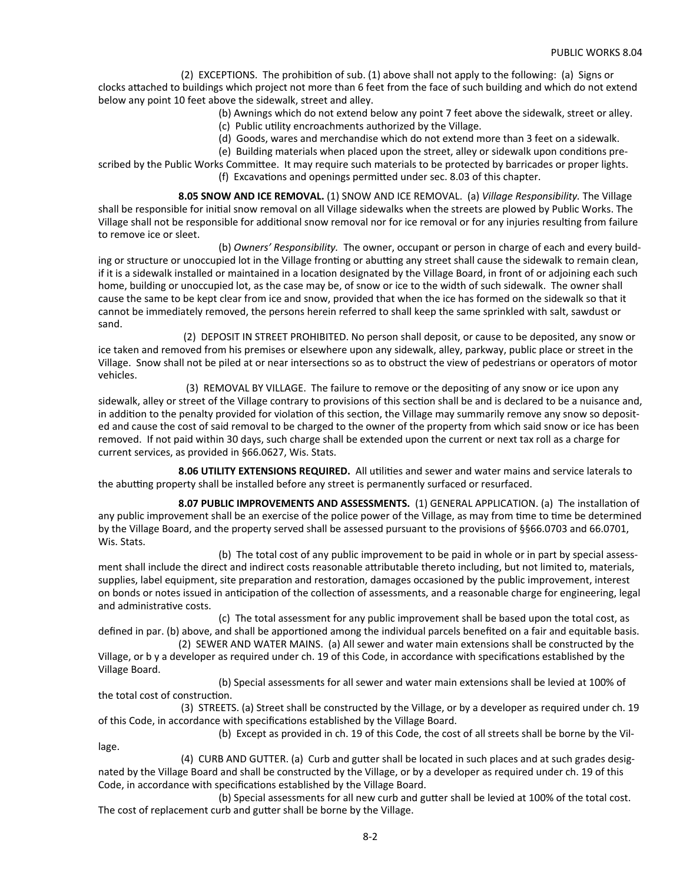(2) EXCEPTIONS. The prohibition of sub. (1) above shall not apply to the following: (a) Signs or clocks attached to buildings which project not more than 6 feet from the face of such building and which do not extend below any point 10 feet above the sidewalk, street and alley.

(b) Awnings which do not extend below any point 7 feet above the sidewalk, street or alley.

(c) Public utility encroachments authorized by the Village.

(d) Goods, wares and merchandise which do not extend more than 3 feet on a sidewalk.

(e) Building materials when placed upon the street, alley or sidewalk upon conditions prescribed by the Public Works Committee. It may require such materials to be protected by barricades or proper lights.

(f) Excavations and openings permitted under sec. 8.03 of this chapter.

**8.05 SNOW AND ICE REMOVAL.** (1) SNOW AND ICE REMOVAL. (a) *Village Responsibility.* The Village shall be responsible for initial snow removal on all Village sidewalks when the streets are plowed by Public Works. The Village shall not be responsible for additional snow removal nor for ice removal or for any injuries resulting from failure to remove ice or sleet.

(b) *Owners' Responsibility.* The owner, occupant or person in charge of each and every building or structure or unoccupied lot in the Village fronting or abutting any street shall cause the sidewalk to remain clean, if it is a sidewalk installed or maintained in a location designated by the Village Board, in front of or adjoining each such home, building or unoccupied lot, as the case may be, of snow or ice to the width of such sidewalk. The owner shall cause the same to be kept clear from ice and snow, provided that when the ice has formed on the sidewalk so that it cannot be immediately removed, the persons herein referred to shall keep the same sprinkled with salt, sawdust or sand.

(2) DEPOSIT IN STREET PROHIBITED. No person shall deposit, or cause to be deposited, any snow or ice taken and removed from his premises or elsewhere upon any sidewalk, alley, parkway, public place or street in the Village. Snow shall not be piled at or near intersections so as to obstruct the view of pedestrians or operators of motor vehicles.

(3) REMOVAL BY VILLAGE. The failure to remove or the depositing of any snow or ice upon any sidewalk, alley or street of the Village contrary to provisions of this section shall be and is declared to be a nuisance and, in addition to the penalty provided for violation of this section, the Village may summarily remove any snow so deposited and cause the cost of said removal to be charged to the owner of the property from which said snow or ice has been removed. If not paid within 30 days, such charge shall be extended upon the current or next tax roll as a charge for current services, as provided in §66.0627, Wis. Stats.

**8.06 UTILITY EXTENSIONS REQUIRED.** All utilities and sewer and water mains and service laterals to the abutting property shall be installed before any street is permanently surfaced or resurfaced.

**8.07 PUBLIC IMPROVEMENTS AND ASSESSMENTS.** (1) GENERAL APPLICATION. (a) The installation of any public improvement shall be an exercise of the police power of the Village, as may from time to time be determined by the Village Board, and the property served shall be assessed pursuant to the provisions of §§66.0703 and 66.0701, Wis. Stats.

(b) The total cost of any public improvement to be paid in whole or in part by special assessment shall include the direct and indirect costs reasonable attributable thereto including, but not limited to, materials, supplies, label equipment, site preparation and restoration, damages occasioned by the public improvement, interest on bonds or notes issued in anticipation of the collection of assessments, and a reasonable charge for engineering, legal and administrative costs.

(c) The total assessment for any public improvement shall be based upon the total cost, as defined in par. (b) above, and shall be apportioned among the individual parcels benefited on a fair and equitable basis.

(2) SEWER AND WATER MAINS. (a) All sewer and water main extensions shall be constructed by the Village, or b y a developer as required under ch. 19 of this Code, in accordance with specifications established by the Village Board.

(b) Special assessments for all sewer and water main extensions shall be levied at 100% of the total cost of construction.

(3) STREETS. (a) Street shall be constructed by the Village, or by a developer as required under ch. 19 of this Code, in accordance with specifications established by the Village Board.

(b) Except as provided in ch. 19 of this Code, the cost of all streets shall be borne by the Village.

(4) CURB AND GUTTER. (a) Curb and gutter shall be located in such places and at such grades designated by the Village Board and shall be constructed by the Village, or by a developer as required under ch. 19 of this Code, in accordance with specifications established by the Village Board.

(b) Special assessments for all new curb and gutter shall be levied at 100% of the total cost. The cost of replacement curb and gutter shall be borne by the Village.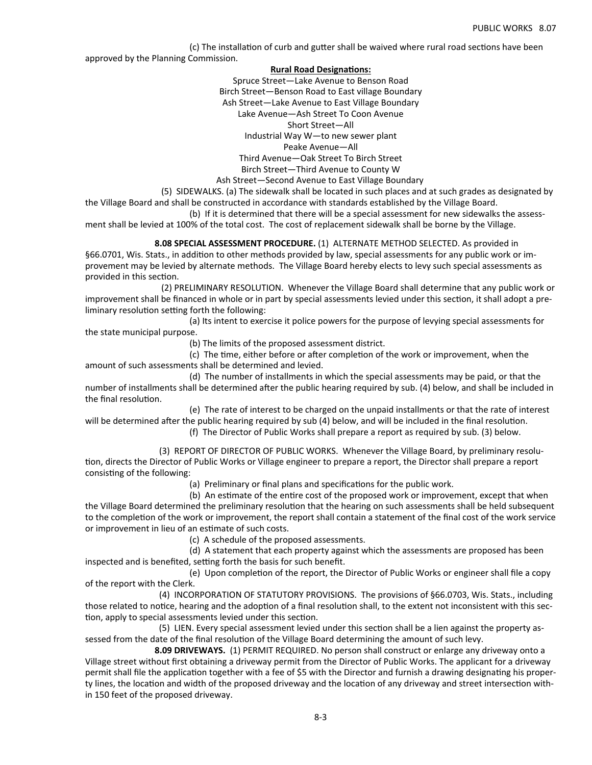(c) The installation of curb and gutter shall be waived where rural road sections have been approved by the Planning Commission.

**Rural Road Designations:**

Spruce Street—Lake Avenue to Benson Road
Birch Street—Benson Road to East village Boundary
Ash Street—Lake Avenue to East Village Boundary
Lake Avenue—Ash Street To Coon Avenue
Short Street—All
Industrial Way W—to new sewer plant
Peake Avenue—All
Third Avenue—Oak Street To Birch Street
Birch Street—Third Avenue to County W
Ash Street—Second Avenue to East Village Boundary

(5) SIDEWALKS. (a) The sidewalk shall be located in such places and at such grades as designated by the Village Board and shall be constructed in accordance with standards established by the Village Board.

(b) If it is determined that there will be a special assessment for new sidewalks the assessment shall be levied at 100% of the total cost. The cost of replacement sidewalk shall be borne by the Village.

**8.08 SPECIAL ASSESSMENT PROCEDURE.** (1) ALTERNATE METHOD SELECTED. As provided in §66.0701, Wis. Stats., in addition to other methods provided by law, special assessments for any public work or improvement may be levied by alternate methods. The Village Board hereby elects to levy such special assessments as provided in this section.

(2) PRELIMINARY RESOLUTION. Whenever the Village Board shall determine that any public work or improvement shall be financed in whole or in part by special assessments levied under this section, it shall adopt a preliminary resolution setting forth the following:

(a) Its intent to exercise it police powers for the purpose of levying special assessments for the state municipal purpose.

(b) The limits of the proposed assessment district.

(c) The time, either before or after completion of the work or improvement, when the amount of such assessments shall be determined and levied.

(d) The number of installments in which the special assessments may be paid, or that the number of installments shall be determined after the public hearing required by sub. (4) below, and shall be included in the final resolution.

(e) The rate of interest to be charged on the unpaid installments or that the rate of interest will be determined after the public hearing required by sub (4) below, and will be included in the final resolution.

(f) The Director of Public Works shall prepare a report as required by sub. (3) below.

(3) REPORT OF DIRECTOR OF PUBLIC WORKS. Whenever the Village Board, by preliminary resolution, directs the Director of Public Works or Village engineer to prepare a report, the Director shall prepare a report consisting of the following:

(a) Preliminary or final plans and specifications for the public work.

(b) An estimate of the entire cost of the proposed work or improvement, except that when the Village Board determined the preliminary resolution that the hearing on such assessments shall be held subsequent to the completion of the work or improvement, the report shall contain a statement of the final cost of the work service or improvement in lieu of an estimate of such costs.

(c) A schedule of the proposed assessments.

(d) A statement that each property against which the assessments are proposed has been inspected and is benefited, setting forth the basis for such benefit.

(e) Upon completion of the report, the Director of Public Works or engineer shall file a copy of the report with the Clerk.

(4) INCORPORATION OF STATUTORY PROVISIONS. The provisions of §66.0703, Wis. Stats., including those related to notice, hearing and the adoption of a final resolution shall, to the extent not inconsistent with this section, apply to special assessments levied under this section.

(5) LIEN. Every special assessment levied under this section shall be a lien against the property assessed from the date of the final resolution of the Village Board determining the amount of such levy.

**8.09 DRIVEWAYS.** (1) PERMIT REQUIRED. No person shall construct or enlarge any driveway onto a Village street without first obtaining a driveway permit from the Director of Public Works. The applicant for a driveway permit shall file the application together with a fee of $5 with the Director and furnish a drawing designating his property lines, the location and width of the proposed driveway and the location of any driveway and street intersection within 150 feet of the proposed driveway.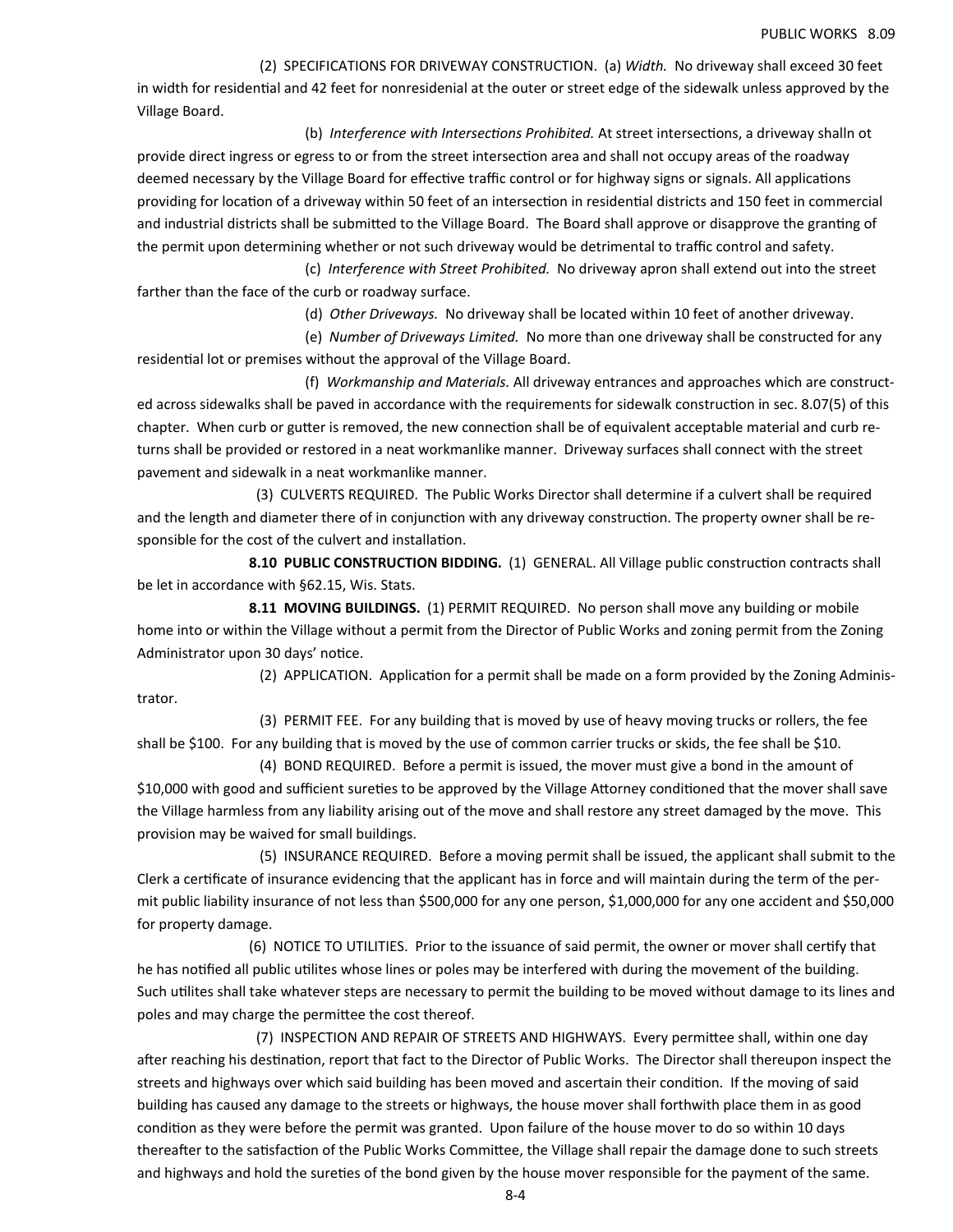(2) SPECIFICATIONS FOR DRIVEWAY CONSTRUCTION. (a) *Width.* No driveway shall exceed 30 feet in width for residential and 42 feet for nonresidenial at the outer or street edge of the sidewalk unless approved by the Village Board.

(b) *Interference with Intersections Prohibited.* At street intersections, a driveway shalln ot provide direct ingress or egress to or from the street intersection area and shall not occupy areas of the roadway deemed necessary by the Village Board for effective traffic control or for highway signs or signals. All applications providing for location of a driveway within 50 feet of an intersection in residential districts and 150 feet in commercial and industrial districts shall be submitted to the Village Board. The Board shall approve or disapprove the granting of the permit upon determining whether or not such driveway would be detrimental to traffic control and safety.

(c) *Interference with Street Prohibited.* No driveway apron shall extend out into the street farther than the face of the curb or roadway surface.

(d) *Other Driveways.* No driveway shall be located within 10 feet of another driveway.

(e) *Number of Driveways Limited.* No more than one driveway shall be constructed for any residential lot or premises without the approval of the Village Board.

(f) *Workmanship and Materials.* All driveway entrances and approaches which are constructed across sidewalks shall be paved in accordance with the requirements for sidewalk construction in sec. 8.07(5) of this chapter. When curb or gutter is removed, the new connection shall be of equivalent acceptable material and curb returns shall be provided or restored in a neat workmanlike manner. Driveway surfaces shall connect with the street pavement and sidewalk in a neat workmanlike manner.

(3) CULVERTS REQUIRED. The Public Works Director shall determine if a culvert shall be required and the length and diameter there of in conjunction with any driveway construction. The property owner shall be responsible for the cost of the culvert and installation.

**8.10 PUBLIC CONSTRUCTION BIDDING.** (1) GENERAL. All Village public construction contracts shall be let in accordance with §62.15, Wis. Stats.

**8.11 MOVING BUILDINGS.** (1) PERMIT REQUIRED. No person shall move any building or mobile home into or within the Village without a permit from the Director of Public Works and zoning permit from the Zoning Administrator upon 30 days' notice.

(2) APPLICATION. Application for a permit shall be made on a form provided by the Zoning Administrator.

(3) PERMIT FEE. For any building that is moved by use of heavy moving trucks or rollers, the fee shall be $100. For any building that is moved by the use of common carrier trucks or skids, the fee shall be $10.

(4) BOND REQUIRED. Before a permit is issued, the mover must give a bond in the amount of $10,000 with good and sufficient sureties to be approved by the Village Attorney conditioned that the mover shall save the Village harmless from any liability arising out of the move and shall restore any street damaged by the move. This provision may be waived for small buildings.

(5) INSURANCE REQUIRED. Before a moving permit shall be issued, the applicant shall submit to the Clerk a certificate of insurance evidencing that the applicant has in force and will maintain during the term of the permit public liability insurance of not less than $500,000 for any one person, $1,000,000 for any one accident and $50,000 for property damage.

(6) NOTICE TO UTILITIES. Prior to the issuance of said permit, the owner or mover shall certify that he has notified all public utilites whose lines or poles may be interfered with during the movement of the building. Such utilites shall take whatever steps are necessary to permit the building to be moved without damage to its lines and poles and may charge the permittee the cost thereof.

(7) INSPECTION AND REPAIR OF STREETS AND HIGHWAYS. Every permittee shall, within one day after reaching his destination, report that fact to the Director of Public Works. The Director shall thereupon inspect the streets and highways over which said building has been moved and ascertain their condition. If the moving of said building has caused any damage to the streets or highways, the house mover shall forthwith place them in as good condition as they were before the permit was granted. Upon failure of the house mover to do so within 10 days thereafter to the satisfaction of the Public Works Committee, the Village shall repair the damage done to such streets and highways and hold the sureties of the bond given by the house mover responsible for the payment of the same.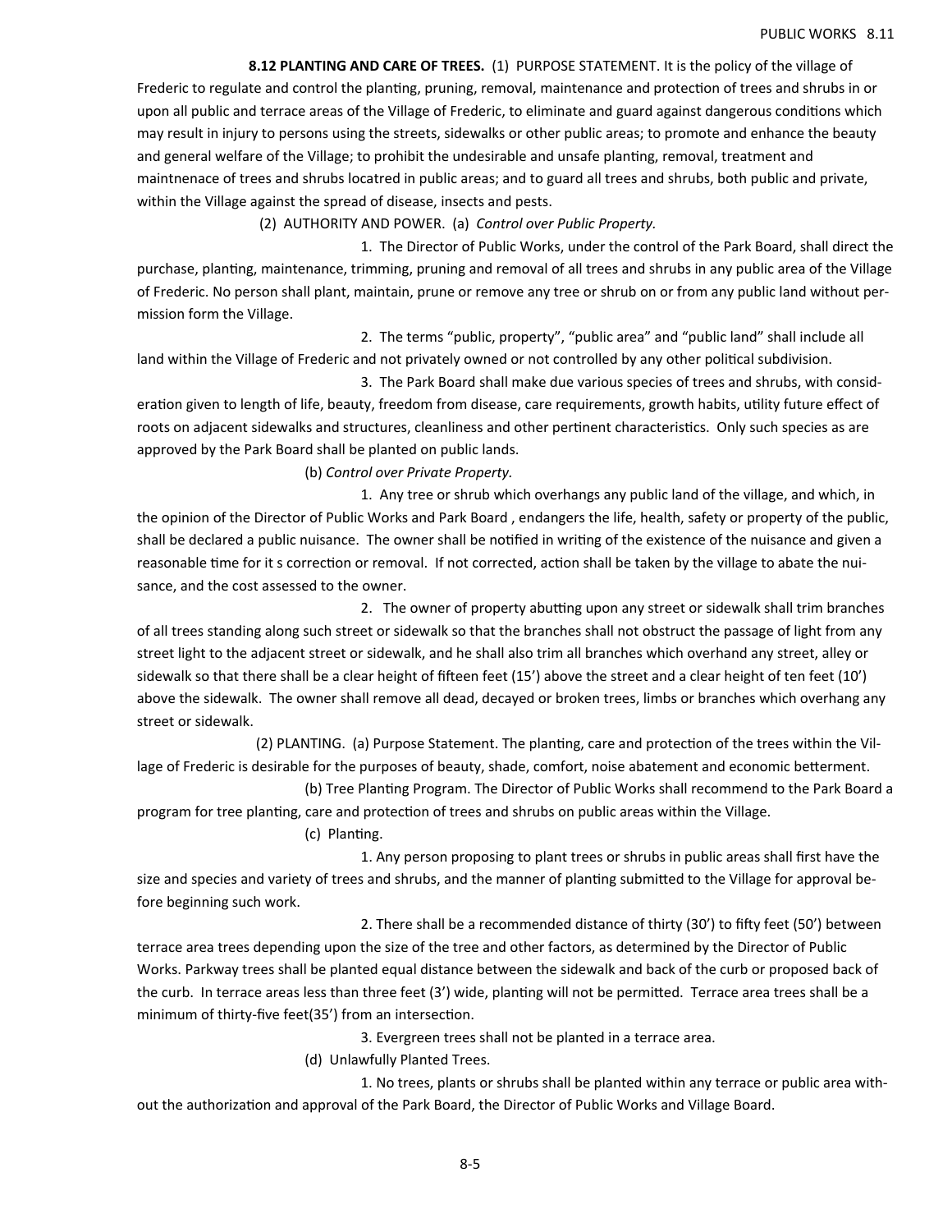**8.12 PLANTING AND CARE OF TREES.** (1) PURPOSE STATEMENT. It is the policy of the village of Frederic to regulate and control the planting, pruning, removal, maintenance and protection of trees and shrubs in or upon all public and terrace areas of the Village of Frederic, to eliminate and guard against dangerous conditions which may result in injury to persons using the streets, sidewalks or other public areas; to promote and enhance the beauty and general welfare of the Village; to prohibit the undesirable and unsafe planting, removal, treatment and maintnenace of trees and shrubs locatred in public areas; and to guard all trees and shrubs, both public and private, within the Village against the spread of disease, insects and pests.

(2) AUTHORITY AND POWER. (a) *Control over Public Property.*

1. The Director of Public Works, under the control of the Park Board, shall direct the purchase, planting, maintenance, trimming, pruning and removal of all trees and shrubs in any public area of the Village of Frederic. No person shall plant, maintain, prune or remove any tree or shrub on or from any public land without permission form the Village.

2. The terms "public, property", "public area" and "public land" shall include all land within the Village of Frederic and not privately owned or not controlled by any other political subdivision.

3. The Park Board shall make due various species of trees and shrubs, with consideration given to length of life, beauty, freedom from disease, care requirements, growth habits, utility future effect of roots on adjacent sidewalks and structures, cleanliness and other pertinent characteristics. Only such species as are approved by the Park Board shall be planted on public lands.

(b) *Control over Private Property.*

1. Any tree or shrub which overhangs any public land of the village, and which, in the opinion of the Director of Public Works and Park Board , endangers the life, health, safety or property of the public, shall be declared a public nuisance. The owner shall be notified in writing of the existence of the nuisance and given a reasonable time for it s correction or removal. If not corrected, action shall be taken by the village to abate the nuisance, and the cost assessed to the owner.

2. The owner of property abutting upon any street or sidewalk shall trim branches of all trees standing along such street or sidewalk so that the branches shall not obstruct the passage of light from any street light to the adjacent street or sidewalk, and he shall also trim all branches which overhand any street, alley or sidewalk so that there shall be a clear height of fifteen feet (15') above the street and a clear height of ten feet (10') above the sidewalk. The owner shall remove all dead, decayed or broken trees, limbs or branches which overhang any street or sidewalk.

(2) PLANTING. (a) Purpose Statement. The planting, care and protection of the trees within the Village of Frederic is desirable for the purposes of beauty, shade, comfort, noise abatement and economic betterment.

(b) Tree Planting Program. The Director of Public Works shall recommend to the Park Board a program for tree planting, care and protection of trees and shrubs on public areas within the Village.

(c) Planting.

1. Any person proposing to plant trees or shrubs in public areas shall first have the size and species and variety of trees and shrubs, and the manner of planting submitted to the Village for approval before beginning such work.

2. There shall be a recommended distance of thirty (30') to fifty feet (50') between terrace area trees depending upon the size of the tree and other factors, as determined by the Director of Public Works. Parkway trees shall be planted equal distance between the sidewalk and back of the curb or proposed back of the curb. In terrace areas less than three feet (3') wide, planting will not be permitted. Terrace area trees shall be a minimum of thirty-five feet(35') from an intersection.

3. Evergreen trees shall not be planted in a terrace area.

(d) Unlawfully Planted Trees.

1. No trees, plants or shrubs shall be planted within any terrace or public area without the authorization and approval of the Park Board, the Director of Public Works and Village Board.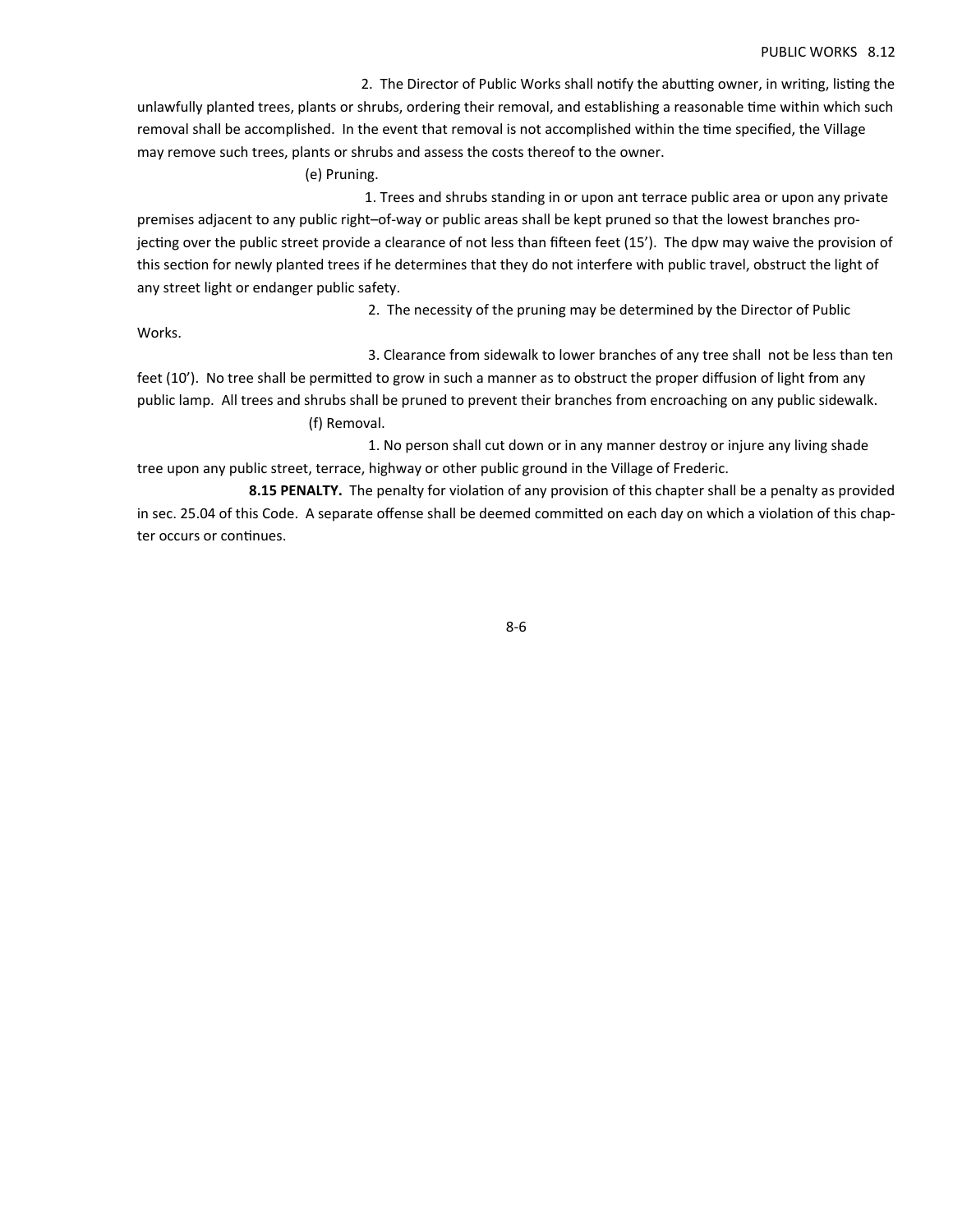2. The Director of Public Works shall notify the abutting owner, in writing, listing the unlawfully planted trees, plants or shrubs, ordering their removal, and establishing a reasonable time within which such removal shall be accomplished. In the event that removal is not accomplished within the time specified, the Village may remove such trees, plants or shrubs and assess the costs thereof to the owner.

(e) Pruning.

1. Trees and shrubs standing in or upon ant terrace public area or upon any private premises adjacent to any public right–of-way or public areas shall be kept pruned so that the lowest branches projecting over the public street provide a clearance of not less than fifteen feet (15'). The dpw may waive the provision of this section for newly planted trees if he determines that they do not interfere with public travel, obstruct the light of any street light or endanger public safety.

2. The necessity of the pruning may be determined by the Director of Public Works.

3. Clearance from sidewalk to lower branches of any tree shall not be less than ten feet (10'). No tree shall be permitted to grow in such a manner as to obstruct the proper diffusion of light from any public lamp. All trees and shrubs shall be pruned to prevent their branches from encroaching on any public sidewalk.

(f) Removal.

1. No person shall cut down or in any manner destroy or injure any living shade tree upon any public street, terrace, highway or other public ground in the Village of Frederic.

**8.15 PENALTY.** The penalty for violation of any provision of this chapter shall be a penalty as provided in sec. 25.04 of this Code. A separate offense shall be deemed committed on each day on which a violation of this chapter occurs or continues.